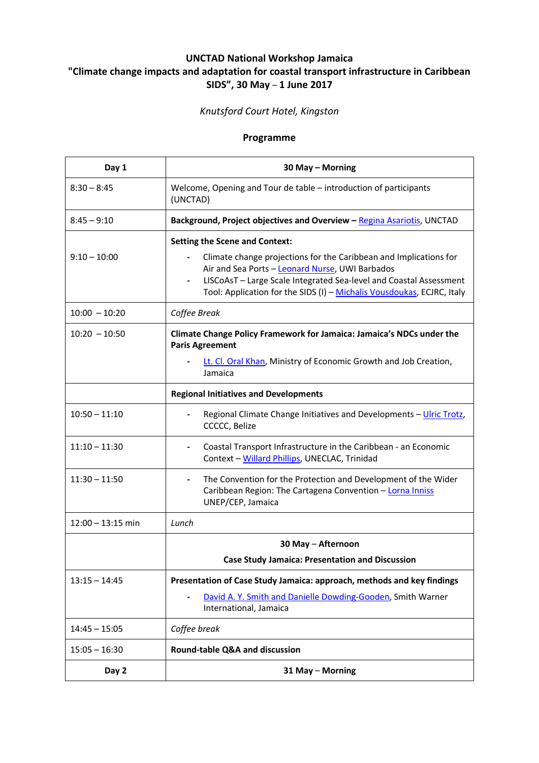**UNCTAD National Workshop Jamaica**
**"Climate change impacts and adaptation for coastal transport infrastructure in Caribbean SIDS", 30 May – 1 June 2017**

*Knutsford Court Hotel, Kingston*

**Programme**

| **Day 1** | **30 May – Morning** |
|---|---|
| 8:30 – 8:45 | Welcome, Opening and Tour de table – introduction of participants (UNCTAD) |
| 8:45 – 9:10 | **Background, Project objectives and Overview –** Regina Asariotis, UNCTAD |
| 9:10 – 10:00 | **Setting the Scene and Context:** <br> - Climate change projections for the Caribbean and Implications for Air and Sea Ports – Leonard Nurse, UWI Barbados <br> - LISCoAsT – Large Scale Integrated Sea-level and Coastal Assessment Tool: Application for the SIDS (I) – Michalis Vousdoukas, ECJRC, Italy |
| 10:00 – 10:20 | *Coffee Break* |
| 10:20 – 10:50 | **Climate Change Policy Framework for Jamaica: Jamaica's NDCs under the Paris Agreement** <br> - Lt. Cl. Oral Khan, Ministry of Economic Growth and Job Creation, Jamaica |
| | **Regional Initiatives and Developments** |
| 10:50 – 11:10 | - Regional Climate Change Initiatives and Developments – Ulric Trotz, CCCCC, Belize |
| 11:10 – 11:30 | - Coastal Transport Infrastructure in the Caribbean - an Economic Context – Willard Phillips, UNECLAC, Trinidad |
| 11:30 – 11:50 | - The Convention for the Protection and Development of the Wider Caribbean Region: The Cartagena Convention – Lorna Inniss UNEP/CEP, Jamaica |
| 12:00 – 13:15 min | *Lunch* |
| | **30 May – Afternoon** <br> **Case Study Jamaica: Presentation and Discussion** |
| 13:15 – 14:45 | **Presentation of Case Study Jamaica: approach, methods and key findings** <br> - David A. Y. Smith and Danielle Dowding-Gooden, Smith Warner International, Jamaica |
| 14:45 – 15:05 | *Coffee break* |
| 15:05 – 16:30 | **Round-table Q&A and discussion** |
| **Day 2** | **31 May – Morning** |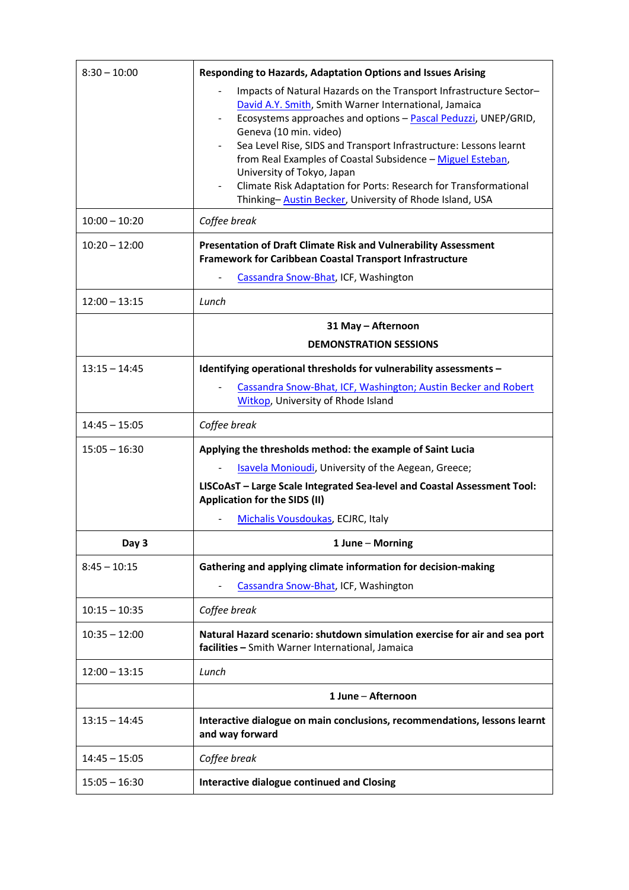| | |
|---|---|
| 8:30 – 10:00 | **Responding to Hazards, Adaptation Options and Issues Arising**<br>- Impacts of Natural Hazards on the Transport Infrastructure Sector– David A.Y. Smith, Smith Warner International, Jamaica<br>- Ecosystems approaches and options – Pascal Peduzzi, UNEP/GRID, Geneva (10 min. video)<br>- Sea Level Rise, SIDS and Transport Infrastructure: Lessons learnt from Real Examples of Coastal Subsidence – Miguel Esteban, University of Tokyo, Japan<br>- Climate Risk Adaptation for Ports: Research for Transformational Thinking– Austin Becker, University of Rhode Island, USA |
| 10:00 – 10:20 | *Coffee break* |
| 10:20 – 12:00 | **Presentation of Draft Climate Risk and Vulnerability Assessment Framework for Caribbean Coastal Transport Infrastructure**<br>- Cassandra Snow-Bhat, ICF, Washington |
| 12:00 – 13:15 | *Lunch* |
| | **31 May – Afternoon**<br>**DEMONSTRATION SESSIONS** |
| 13:15 – 14:45 | **Identifying operational thresholds for vulnerability assessments –**<br>- Cassandra Snow-Bhat, ICF, Washington; Austin Becker and Robert Witkop, University of Rhode Island |
| 14:45 – 15:05 | *Coffee break* |
| 15:05 – 16:30 | **Applying the thresholds method: the example of Saint Lucia**<br>- Isavela Monioudi, University of the Aegean, Greece;<br>**LISCoAsT – Large Scale Integrated Sea-level and Coastal Assessment Tool: Application for the SIDS (II)**<br>- Michalis Vousdoukas, ECJRC, Italy |
| **Day 3** | **1 June – Morning** |
| 8:45 – 10:15 | **Gathering and applying climate information for decision-making**<br>- Cassandra Snow-Bhat, ICF, Washington |
| 10:15 – 10:35 | *Coffee break* |
| 10:35 – 12:00 | **Natural Hazard scenario: shutdown simulation exercise for air and sea port facilities –** Smith Warner International, Jamaica |
| 12:00 – 13:15 | *Lunch* |
| | **1 June – Afternoon** |
| 13:15 – 14:45 | **Interactive dialogue on main conclusions, recommendations, lessons learnt and way forward** |
| 14:45 – 15:05 | *Coffee break* |
| 15:05 – 16:30 | **Interactive dialogue continued and Closing** |